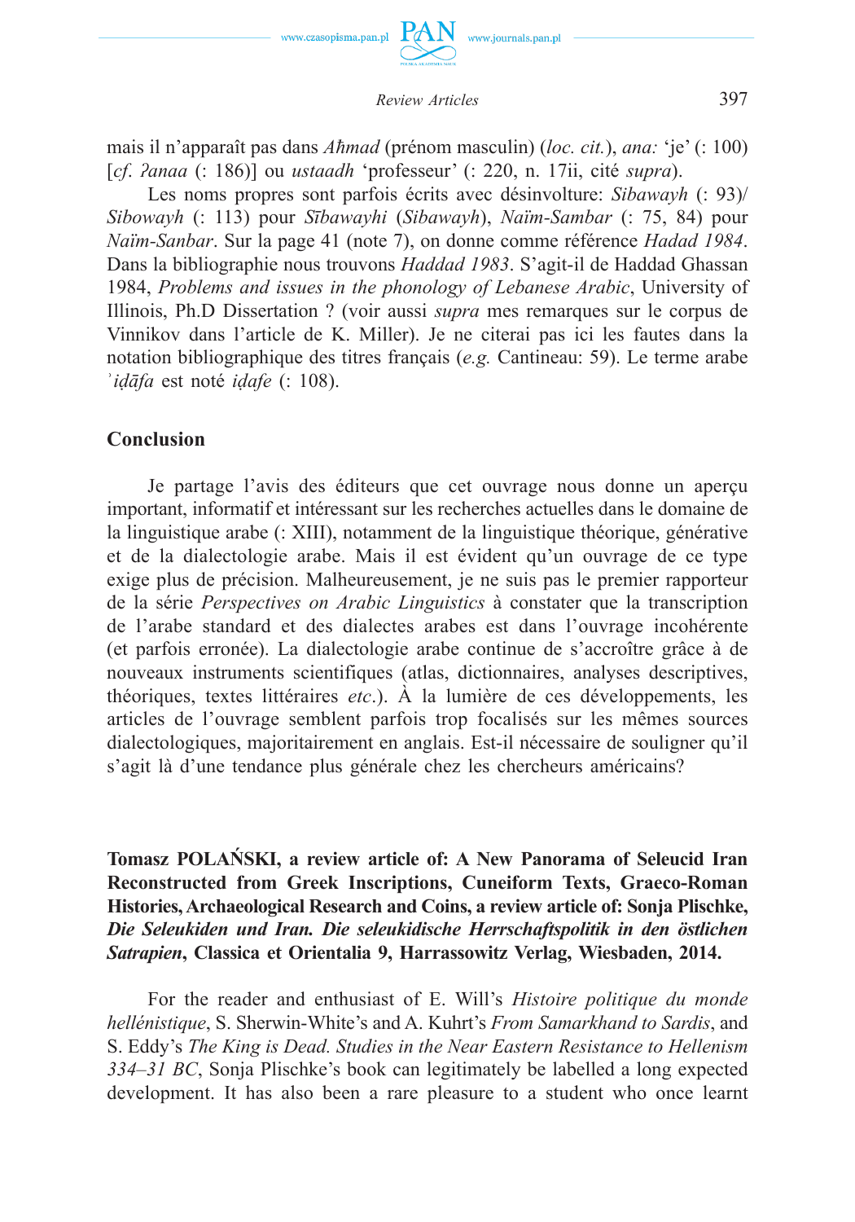mais il n'apparaît pas dans *Aħmad* (prénom masculin) (*loc. cit.*), *ana:* 'je' (: 100) [*cf. ʔanaa* (: 186)] ou *ustaadh* 'professeur' (: 220, n. 17ii, cité *supra*).

Les noms propres sont parfois écrits avec désinvolture: *Sibawayh* (: 93)/ *Sibowayh* (: 113) pour *Sībawayhi* (*Sibawayh*), *Naïm-Sambar* (: 75, 84) pour *Naïm-Sanbar*. Sur la page 41 (note 7), on donne comme référence *Hadad 1984*. Dans la bibliographie nous trouvons *Haddad 1983*. S'agit-il de Haddad Ghassan 1984, *Problems and issues in the phonology of Lebanese Arabic*, University of Illinois, Ph.D Dissertation ? (voir aussi *supra* mes remarques sur le corpus de Vinnikov dans l'article de K. Miller). Je ne citerai pas ici les fautes dans la notation bibliographique des titres français (*e.g.* Cantineau: 59). Le terme arabe *ʾiḍāfa* est noté *iḍafe* (: 108).

## Conclusion

Je partage l'avis des éditeurs que cet ouvrage nous donne un aperçu important, informatif et intéressant sur les recherches actuelles dans le domaine de la linguistique arabe (: XIII), notamment de la linguistique théorique, générative et de la dialectologie arabe. Mais il est évident qu'un ouvrage de ce type exige plus de précision. Malheureusement, je ne suis pas le premier rapporteur de la série *Perspectives on Arabic Linguistics* à constater que la transcription de l'arabe standard et des dialectes arabes est dans l'ouvrage incohérente (et parfois erronée). La dialectologie arabe continue de s'accroître grâce à de nouveaux instruments scientifiques (atlas, dictionnaires, analyses descriptives, théoriques, textes littéraires *etc*.). À la lumière de ces développements, les articles de l'ouvrage semblent parfois trop focalisés sur les mêmes sources dialectologiques, majoritairement en anglais. Est-il nécessaire de souligner qu'il s'agit là d'une tendance plus générale chez les chercheurs américains?

**Tomasz POLAŃSKI, a review article of: A New Panorama of Seleucid Iran Reconstructed from Greek Inscriptions, Cuneiform Texts, Graeco-Roman Histories, Archaeological Research and Coins, a review article of: Sonja Plischke, *Die Seleukiden und Iran. Die seleukidische Herrschaftspolitik in den östlichen Satrapien*, Classica et Orientalia 9, Harrassowitz Verlag, Wiesbaden, 2014.**

For the reader and enthusiast of E. Will's *Histoire politique du monde hellénistique*, S. Sherwin-White's and A. Kuhrt's *From Samarkhand to Sardis*, and S. Eddy's *The King is Dead. Studies in the Near Eastern Resistance to Hellenism 334–31 BC*, Sonja Plischke's book can legitimately be labelled a long expected development. It has also been a rare pleasure to a student who once learnt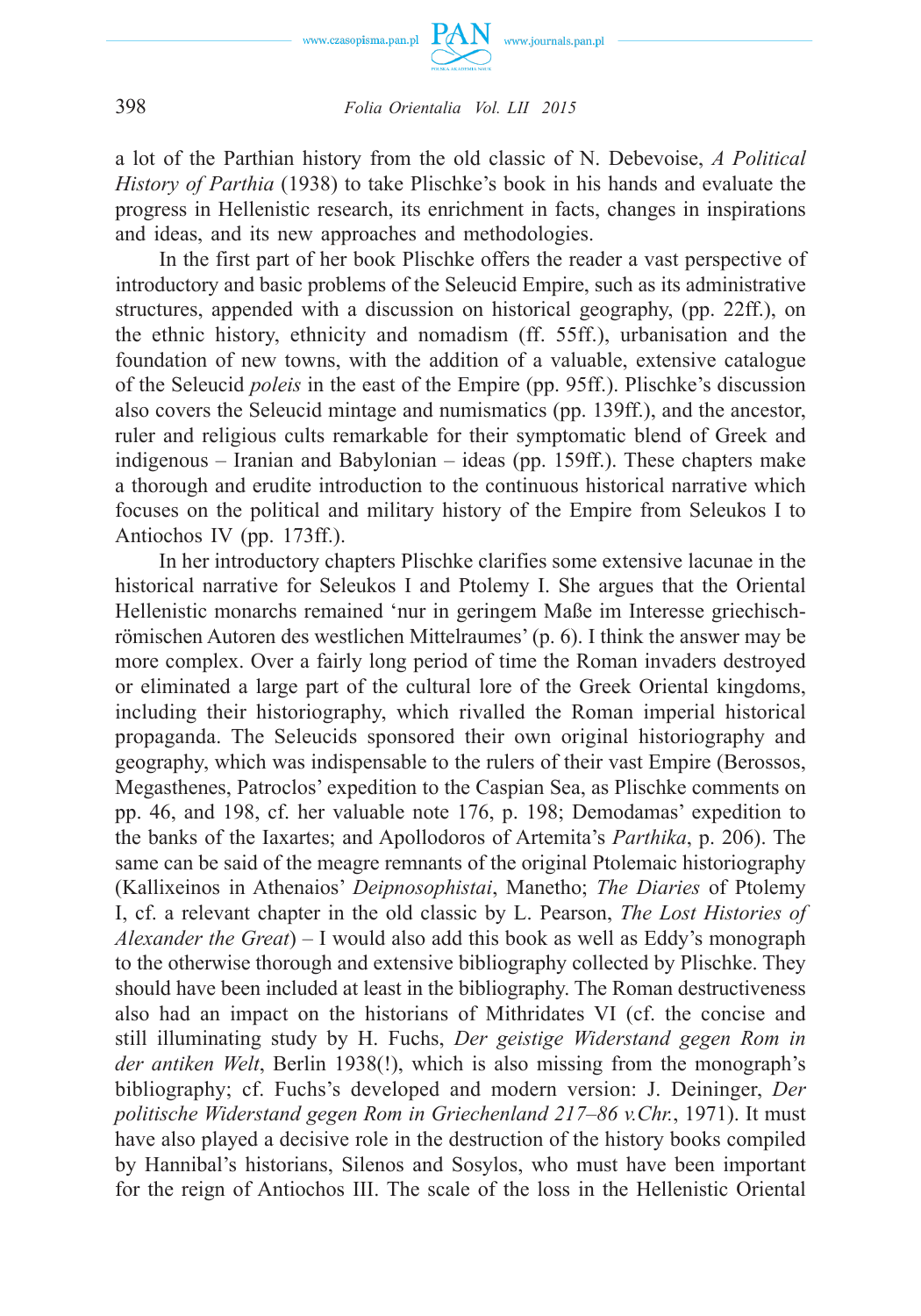a lot of the Parthian history from the old classic of N. Debevoise, *A Political History of Parthia* (1938) to take Plischke's book in his hands and evaluate the progress in Hellenistic research, its enrichment in facts, changes in inspirations and ideas, and its new approaches and methodologies.

In the first part of her book Plischke offers the reader a vast perspective of introductory and basic problems of the Seleucid Empire, such as its administrative structures, appended with a discussion on historical geography, (pp. 22ff.), on the ethnic history, ethnicity and nomadism (ff. 55ff.), urbanisation and the foundation of new towns, with the addition of a valuable, extensive catalogue of the Seleucid *poleis* in the east of the Empire (pp. 95ff.). Plischke's discussion also covers the Seleucid mintage and numismatics (pp. 139ff.), and the ancestor, ruler and religious cults remarkable for their symptomatic blend of Greek and indigenous – Iranian and Babylonian – ideas (pp. 159ff.). These chapters make a thorough and erudite introduction to the continuous historical narrative which focuses on the political and military history of the Empire from Seleukos I to Antiochos IV (pp. 173ff.).

In her introductory chapters Plischke clarifies some extensive lacunae in the historical narrative for Seleukos I and Ptolemy I. She argues that the Oriental Hellenistic monarchs remained 'nur in geringem Maße im Interesse griechisch-römischen Autoren des westlichen Mittelraumes' (p. 6). I think the answer may be more complex. Over a fairly long period of time the Roman invaders destroyed or eliminated a large part of the cultural lore of the Greek Oriental kingdoms, including their historiography, which rivalled the Roman imperial historical propaganda. The Seleucids sponsored their own original historiography and geography, which was indispensable to the rulers of their vast Empire (Berossos, Megasthenes, Patroclos' expedition to the Caspian Sea, as Plischke comments on pp. 46, and 198, cf. her valuable note 176, p. 198; Demodamas' expedition to the banks of the Iaxartes; and Apollodoros of Artemita's *Parthika*, p. 206). The same can be said of the meagre remnants of the original Ptolemaic historiography (Kallixeinos in Athenaios' *Deipnosophistai*, Manetho; *The Diaries* of Ptolemy I, cf. a relevant chapter in the old classic by L. Pearson, *The Lost Histories of Alexander the Great*) – I would also add this book as well as Eddy's monograph to the otherwise thorough and extensive bibliography collected by Plischke. They should have been included at least in the bibliography. The Roman destructiveness also had an impact on the historians of Mithridates VI (cf. the concise and still illuminating study by H. Fuchs, *Der geistige Widerstand gegen Rom in der antiken Welt*, Berlin 1938(!), which is also missing from the monograph's bibliography; cf. Fuchs's developed and modern version: J. Deininger, *Der politische Widerstand gegen Rom in Griechenland 217–86 v.Chr.*, 1971). It must have also played a decisive role in the destruction of the history books compiled by Hannibal's historians, Silenos and Sosylos, who must have been important for the reign of Antiochos III. The scale of the loss in the Hellenistic Oriental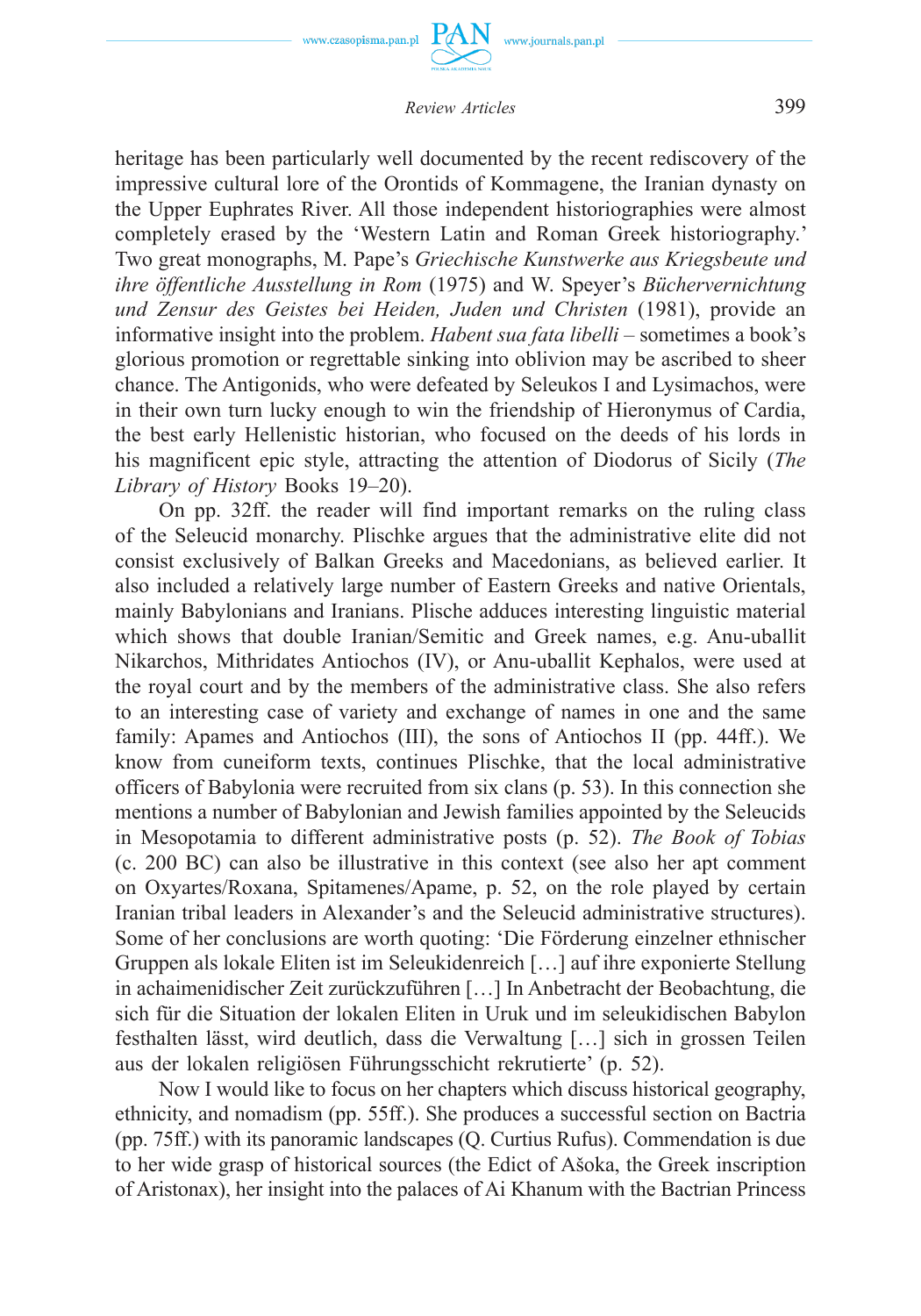heritage has been particularly well documented by the recent rediscovery of the impressive cultural lore of the Orontids of Kommagene, the Iranian dynasty on the Upper Euphrates River. All those independent historiographies were almost completely erased by the 'Western Latin and Roman Greek historiography.' Two great monographs, M. Pape's *Griechische Kunstwerke aus Kriegsbeute und ihre öffentliche Ausstellung in Rom* (1975) and W. Speyer's *Büchervernichtung und Zensur des Geistes bei Heiden, Juden und Christen* (1981), provide an informative insight into the problem. *Habent sua fata libelli* – sometimes a book's glorious promotion or regrettable sinking into oblivion may be ascribed to sheer chance. The Antigonids, who were defeated by Seleukos I and Lysimachos, were in their own turn lucky enough to win the friendship of Hieronymus of Cardia, the best early Hellenistic historian, who focused on the deeds of his lords in his magnificent epic style, attracting the attention of Diodorus of Sicily (*The Library of History* Books 19–20).

On pp. 32ff. the reader will find important remarks on the ruling class of the Seleucid monarchy. Plischke argues that the administrative elite did not consist exclusively of Balkan Greeks and Macedonians, as believed earlier. It also included a relatively large number of Eastern Greeks and native Orientals, mainly Babylonians and Iranians. Plische adduces interesting linguistic material which shows that double Iranian/Semitic and Greek names, e.g. Anu-uballit Nikarchos, Mithridates Antiochos (IV), or Anu-uballit Kephalos, were used at the royal court and by the members of the administrative class. She also refers to an interesting case of variety and exchange of names in one and the same family: Apames and Antiochos (III), the sons of Antiochos II (pp. 44ff.). We know from cuneiform texts, continues Plischke, that the local administrative officers of Babylonia were recruited from six clans (p. 53). In this connection she mentions a number of Babylonian and Jewish families appointed by the Seleucids in Mesopotamia to different administrative posts (p. 52). *The Book of Tobias* (c. 200 BC) can also be illustrative in this context (see also her apt comment on Oxyartes/Roxana, Spitamenes/Apame, p. 52, on the role played by certain Iranian tribal leaders in Alexander's and the Seleucid administrative structures). Some of her conclusions are worth quoting: 'Die Förderung einzelner ethnischer Gruppen als lokale Eliten ist im Seleukidenreich […] auf ihre exponierte Stellung in achaimenidischer Zeit zurückzuführen […] In Anbetracht der Beobachtung, die sich für die Situation der lokalen Eliten in Uruk und im seleukidischen Babylon festhalten lässt, wird deutlich, dass die Verwaltung […] sich in grossen Teilen aus der lokalen religiösen Führungsschicht rekrutierte' (p. 52).

Now I would like to focus on her chapters which discuss historical geography, ethnicity, and nomadism (pp. 55ff.). She produces a successful section on Bactria (pp. 75ff.) with its panoramic landscapes (Q. Curtius Rufus). Commendation is due to her wide grasp of historical sources (the Edict of Ašoka, the Greek inscription of Aristonax), her insight into the palaces of Ai Khanum with the Bactrian Princess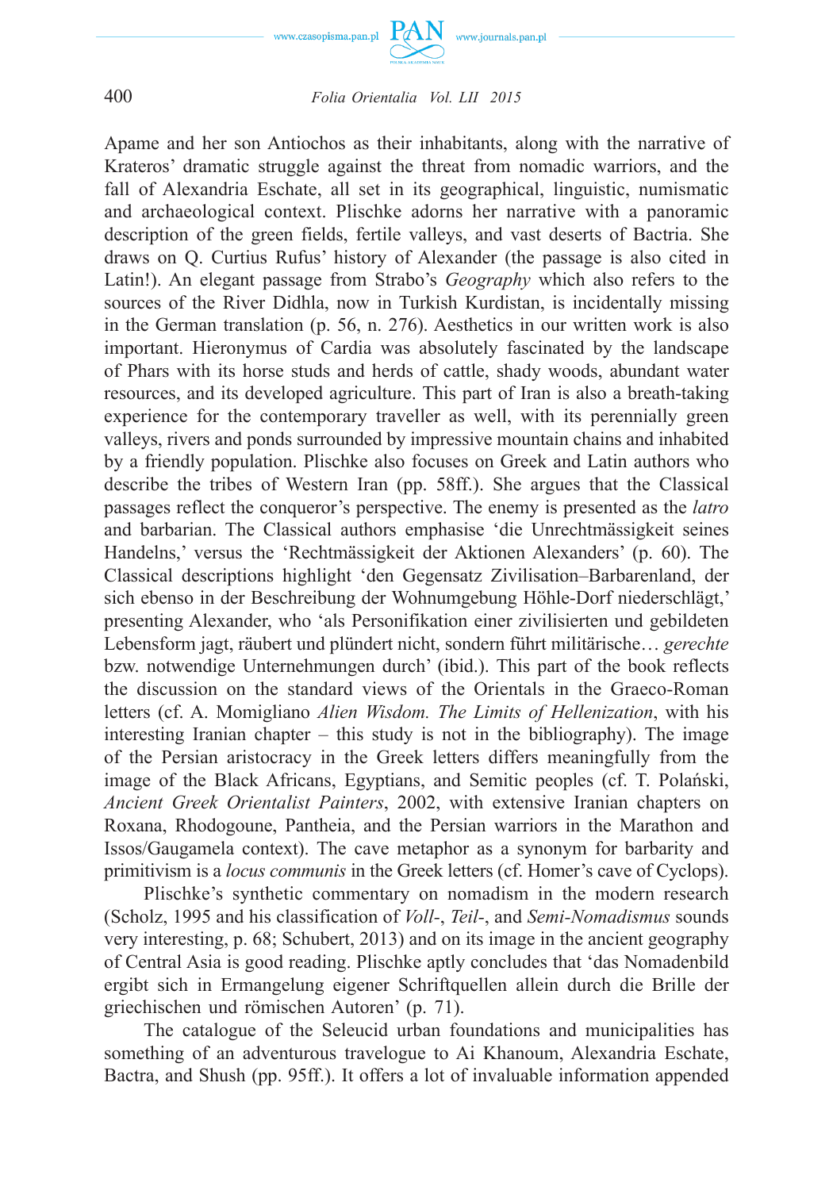Apame and her son Antiochos as their inhabitants, along with the narrative of Krateros' dramatic struggle against the threat from nomadic warriors, and the fall of Alexandria Eschate, all set in its geographical, linguistic, numismatic and archaeological context. Plischke adorns her narrative with a panoramic description of the green fields, fertile valleys, and vast deserts of Bactria. She draws on Q. Curtius Rufus' history of Alexander (the passage is also cited in Latin!). An elegant passage from Strabo's *Geography* which also refers to the sources of the River Didhla, now in Turkish Kurdistan, is incidentally missing in the German translation (p. 56, n. 276). Aesthetics in our written work is also important. Hieronymus of Cardia was absolutely fascinated by the landscape of Phars with its horse studs and herds of cattle, shady woods, abundant water resources, and its developed agriculture. This part of Iran is also a breath-taking experience for the contemporary traveller as well, with its perennially green valleys, rivers and ponds surrounded by impressive mountain chains and inhabited by a friendly population. Plischke also focuses on Greek and Latin authors who describe the tribes of Western Iran (pp. 58ff.). She argues that the Classical passages reflect the conqueror's perspective. The enemy is presented as the *latro* and barbarian. The Classical authors emphasise 'die Unrechtmässigkeit seines Handelns,' versus the 'Rechtmässigkeit der Aktionen Alexanders' (p. 60). The Classical descriptions highlight 'den Gegensatz Zivilisation–Barbarenland, der sich ebenso in der Beschreibung der Wohnumgebung Höhle-Dorf niederschlägt,' presenting Alexander, who 'als Personifikation einer zivilisierten und gebildeten Lebensform jagt, räubert und plündert nicht, sondern führt militärische… *gerechte* bzw. notwendige Unternehmungen durch' (ibid.). This part of the book reflects the discussion on the standard views of the Orientals in the Graeco-Roman letters (cf. A. Momigliano *Alien Wisdom. The Limits of Hellenization*, with his interesting Iranian chapter – this study is not in the bibliography). The image of the Persian aristocracy in the Greek letters differs meaningfully from the image of the Black Africans, Egyptians, and Semitic peoples (cf. T. Polański, *Ancient Greek Orientalist Painters*, 2002, with extensive Iranian chapters on Roxana, Rhodogoune, Pantheia, and the Persian warriors in the Marathon and Issos/Gaugamela context). The cave metaphor as a synonym for barbarity and primitivism is a *locus communis* in the Greek letters (cf. Homer's cave of Cyclops).

Plischke's synthetic commentary on nomadism in the modern research (Scholz, 1995 and his classification of *Voll-*, *Teil-*, and *Semi-Nomadismus* sounds very interesting, p. 68; Schubert, 2013) and on its image in the ancient geography of Central Asia is good reading. Plischke aptly concludes that 'das Nomadenbild ergibt sich in Ermangelung eigener Schriftquellen allein durch die Brille der griechischen und römischen Autoren' (p. 71).

The catalogue of the Seleucid urban foundations and municipalities has something of an adventurous travelogue to Ai Khanoum, Alexandria Eschate, Bactra, and Shush (pp. 95ff.). It offers a lot of invaluable information appended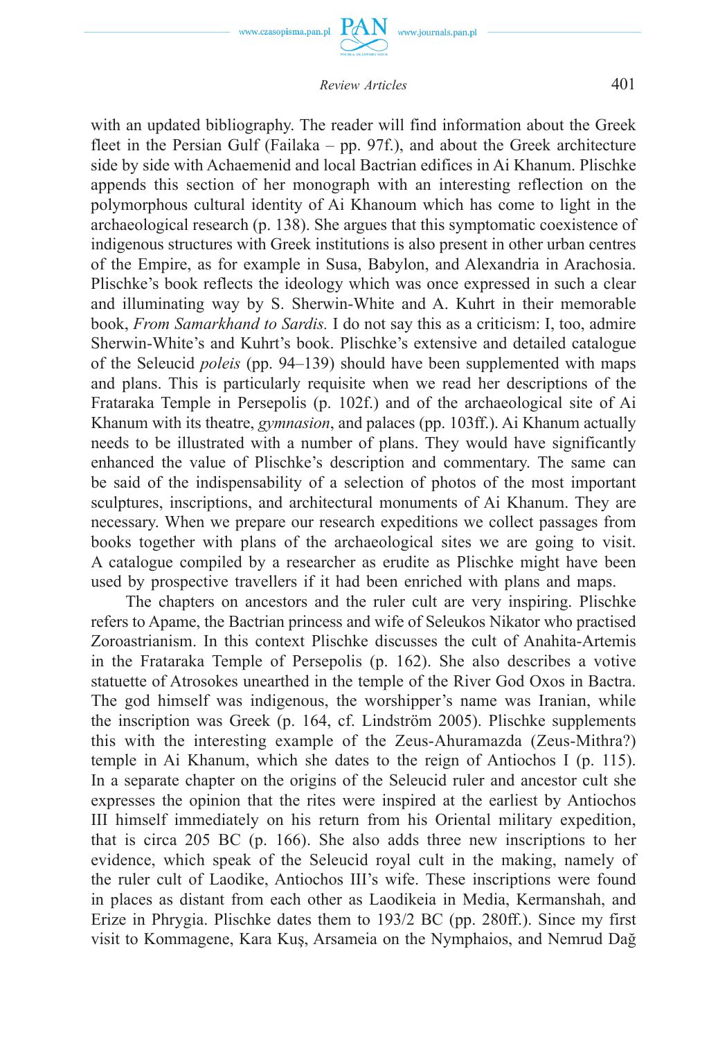with an updated bibliography. The reader will find information about the Greek fleet in the Persian Gulf (Failaka – pp. 97f.), and about the Greek architecture side by side with Achaemenid and local Bactrian edifices in Ai Khanum. Plischke appends this section of her monograph with an interesting reflection on the polymorphous cultural identity of Ai Khanoum which has come to light in the archaeological research (p. 138). She argues that this symptomatic coexistence of indigenous structures with Greek institutions is also present in other urban centres of the Empire, as for example in Susa, Babylon, and Alexandria in Arachosia. Plischke's book reflects the ideology which was once expressed in such a clear and illuminating way by S. Sherwin-White and A. Kuhrt in their memorable book, *From Samarkhand to Sardis.* I do not say this as a criticism: I, too, admire Sherwin-White's and Kuhrt's book. Plischke's extensive and detailed catalogue of the Seleucid *poleis* (pp. 94–139) should have been supplemented with maps and plans. This is particularly requisite when we read her descriptions of the Frataraka Temple in Persepolis (p. 102f.) and of the archaeological site of Ai Khanum with its theatre, *gymnasion*, and palaces (pp. 103ff.). Ai Khanum actually needs to be illustrated with a number of plans. They would have significantly enhanced the value of Plischke's description and commentary. The same can be said of the indispensability of a selection of photos of the most important sculptures, inscriptions, and architectural monuments of Ai Khanum. They are necessary. When we prepare our research expeditions we collect passages from books together with plans of the archaeological sites we are going to visit. A catalogue compiled by a researcher as erudite as Plischke might have been used by prospective travellers if it had been enriched with plans and maps.

The chapters on ancestors and the ruler cult are very inspiring. Plischke refers to Apame, the Bactrian princess and wife of Seleukos Nikator who practised Zoroastrianism. In this context Plischke discusses the cult of Anahita-Artemis in the Frataraka Temple of Persepolis (p. 162). She also describes a votive statuette of Atrosokes unearthed in the temple of the River God Oxos in Bactra. The god himself was indigenous, the worshipper's name was Iranian, while the inscription was Greek (p. 164, cf. Lindström 2005). Plischke supplements this with the interesting example of the Zeus-Ahuramazda (Zeus-Mithra?) temple in Ai Khanum, which she dates to the reign of Antiochos I (p. 115). In a separate chapter on the origins of the Seleucid ruler and ancestor cult she expresses the opinion that the rites were inspired at the earliest by Antiochos III himself immediately on his return from his Oriental military expedition, that is circa 205 BC (p. 166). She also adds three new inscriptions to her evidence, which speak of the Seleucid royal cult in the making, namely of the ruler cult of Laodike, Antiochos III's wife. These inscriptions were found in places as distant from each other as Laodikeia in Media, Kermanshah, and Erize in Phrygia. Plischke dates them to 193/2 BC (pp. 280ff.). Since my first visit to Kommagene, Kara Kuş, Arsameia on the Nymphaios, and Nemrud Dağ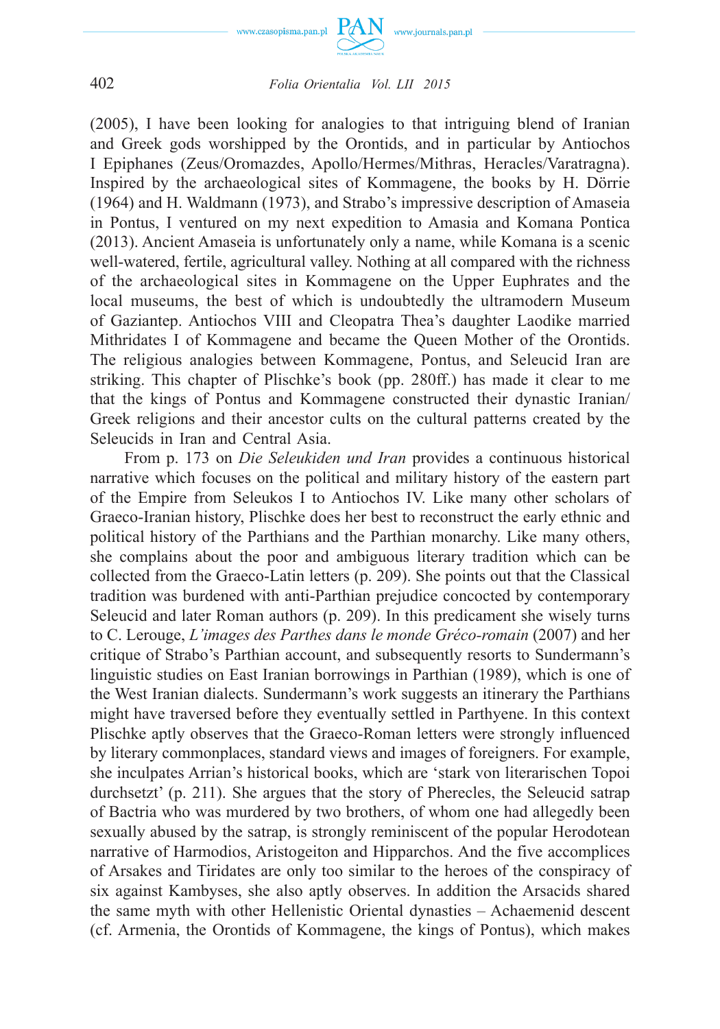(2005), I have been looking for analogies to that intriguing blend of Iranian and Greek gods worshipped by the Orontids, and in particular by Antiochos I Epiphanes (Zeus/Oromazdes, Apollo/Hermes/Mithras, Heracles/Varatragna). Inspired by the archaeological sites of Kommagene, the books by H. Dörrie (1964) and H. Waldmann (1973), and Strabo's impressive description of Amaseia in Pontus, I ventured on my next expedition to Amasia and Komana Pontica (2013). Ancient Amaseia is unfortunately only a name, while Komana is a scenic well-watered, fertile, agricultural valley. Nothing at all compared with the richness of the archaeological sites in Kommagene on the Upper Euphrates and the local museums, the best of which is undoubtedly the ultramodern Museum of Gaziantep. Antiochos VIII and Cleopatra Thea's daughter Laodike married Mithridates I of Kommagene and became the Queen Mother of the Orontids. The religious analogies between Kommagene, Pontus, and Seleucid Iran are striking. This chapter of Plischke's book (pp. 280ff.) has made it clear to me that the kings of Pontus and Kommagene constructed their dynastic Iranian/Greek religions and their ancestor cults on the cultural patterns created by the Seleucids in Iran and Central Asia.

From p. 173 on *Die Seleukiden und Iran* provides a continuous historical narrative which focuses on the political and military history of the eastern part of the Empire from Seleukos I to Antiochos IV. Like many other scholars of Graeco-Iranian history, Plischke does her best to reconstruct the early ethnic and political history of the Parthians and the Parthian monarchy. Like many others, she complains about the poor and ambiguous literary tradition which can be collected from the Graeco-Latin letters (p. 209). She points out that the Classical tradition was burdened with anti-Parthian prejudice concocted by contemporary Seleucid and later Roman authors (p. 209). In this predicament she wisely turns to C. Lerouge, *L'images des Parthes dans le monde Gréco-romain* (2007) and her critique of Strabo's Parthian account, and subsequently resorts to Sundermann's linguistic studies on East Iranian borrowings in Parthian (1989), which is one of the West Iranian dialects. Sundermann's work suggests an itinerary the Parthians might have traversed before they eventually settled in Parthyene. In this context Plischke aptly observes that the Graeco-Roman letters were strongly influenced by literary commonplaces, standard views and images of foreigners. For example, she inculpates Arrian's historical books, which are 'stark von literarischen Topoi durchsetzt' (p. 211). She argues that the story of Pherecles, the Seleucid satrap of Bactria who was murdered by two brothers, of whom one had allegedly been sexually abused by the satrap, is strongly reminiscent of the popular Herodotean narrative of Harmodios, Aristogeiton and Hipparchos. And the five accomplices of Arsakes and Tiridates are only too similar to the heroes of the conspiracy of six against Kambyses, she also aptly observes. In addition the Arsacids shared the same myth with other Hellenistic Oriental dynasties – Achaemenid descent (cf. Armenia, the Orontids of Kommagene, the kings of Pontus), which makes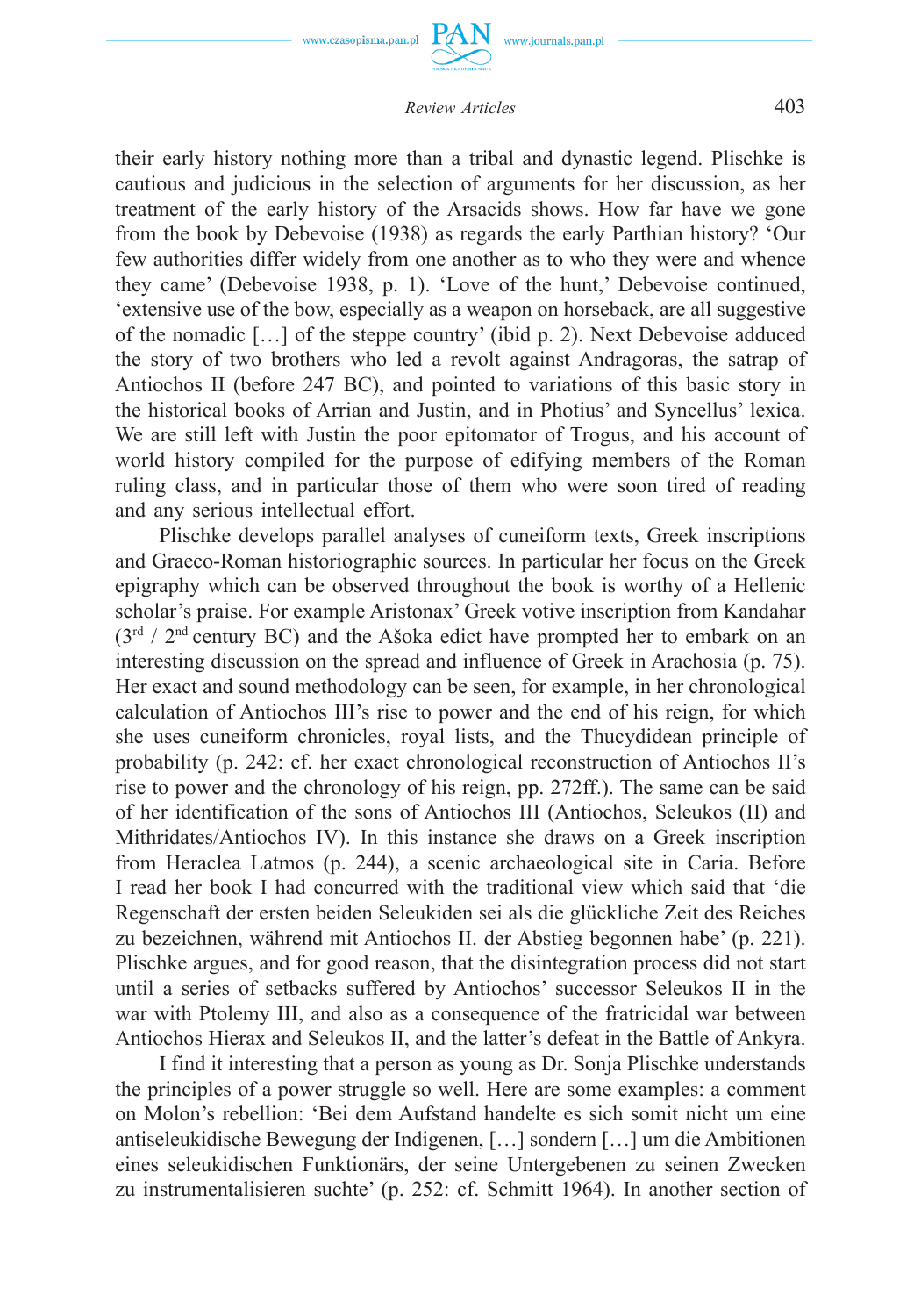their early history nothing more than a tribal and dynastic legend. Plischke is cautious and judicious in the selection of arguments for her discussion, as her treatment of the early history of the Arsacids shows. How far have we gone from the book by Debevoise (1938) as regards the early Parthian history? 'Our few authorities differ widely from one another as to who they were and whence they came' (Debevoise 1938, p. 1). 'Love of the hunt,' Debevoise continued, 'extensive use of the bow, especially as a weapon on horseback, are all suggestive of the nomadic […] of the steppe country' (ibid p. 2). Next Debevoise adduced the story of two brothers who led a revolt against Andragoras, the satrap of Antiochos II (before 247 BC), and pointed to variations of this basic story in the historical books of Arrian and Justin, and in Photius' and Syncellus' lexica. We are still left with Justin the poor epitomator of Trogus, and his account of world history compiled for the purpose of edifying members of the Roman ruling class, and in particular those of them who were soon tired of reading and any serious intellectual effort.

Plischke develops parallel analyses of cuneiform texts, Greek inscriptions and Graeco-Roman historiographic sources. In particular her focus on the Greek epigraphy which can be observed throughout the book is worthy of a Hellenic scholar's praise. For example Aristonax' Greek votive inscription from Kandahar (3rd / 2nd century BC) and the Ašoka edict have prompted her to embark on an interesting discussion on the spread and influence of Greek in Arachosia (p. 75). Her exact and sound methodology can be seen, for example, in her chronological calculation of Antiochos III's rise to power and the end of his reign, for which she uses cuneiform chronicles, royal lists, and the Thucydidean principle of probability (p. 242: cf. her exact chronological reconstruction of Antiochos II's rise to power and the chronology of his reign, pp. 272ff.). The same can be said of her identification of the sons of Antiochos III (Antiochos, Seleukos (II) and Mithridates/Antiochos IV). In this instance she draws on a Greek inscription from Heraclea Latmos (p. 244), a scenic archaeological site in Caria. Before I read her book I had concurred with the traditional view which said that 'die Regenschaft der ersten beiden Seleukiden sei als die glückliche Zeit des Reiches zu bezeichnen, während mit Antiochos II. der Abstieg begonnen habe' (p. 221). Plischke argues, and for good reason, that the disintegration process did not start until a series of setbacks suffered by Antiochos' successor Seleukos II in the war with Ptolemy III, and also as a consequence of the fratricidal war between Antiochos Hierax and Seleukos II, and the latter's defeat in the Battle of Ankyra.

I find it interesting that a person as young as Dr. Sonja Plischke understands the principles of a power struggle so well. Here are some examples: a comment on Molon's rebellion: 'Bei dem Aufstand handelte es sich somit nicht um eine antiseleukidische Bewegung der Indigenen, […] sondern […] um die Ambitionen eines seleukidischen Funktionärs, der seine Untergebenen zu seinen Zwecken zu instrumentalisieren suchte' (p. 252: cf. Schmitt 1964). In another section of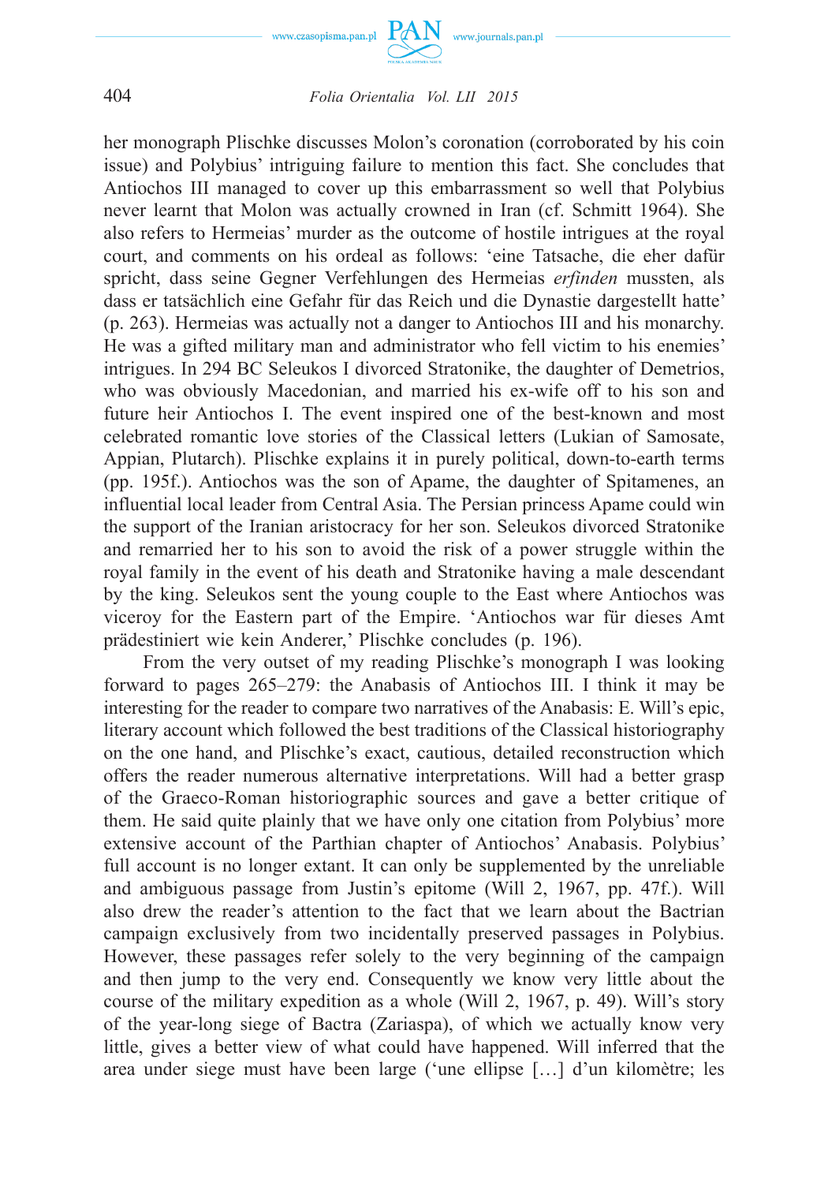her monograph Plischke discusses Molon's coronation (corroborated by his coin issue) and Polybius' intriguing failure to mention this fact. She concludes that Antiochos III managed to cover up this embarrassment so well that Polybius never learnt that Molon was actually crowned in Iran (cf. Schmitt 1964). She also refers to Hermeias' murder as the outcome of hostile intrigues at the royal court, and comments on his ordeal as follows: 'eine Tatsache, die eher dafür spricht, dass seine Gegner Verfehlungen des Hermeias *erfinden* mussten, als dass er tatsächlich eine Gefahr für das Reich und die Dynastie dargestellt hatte' (p. 263). Hermeias was actually not a danger to Antiochos III and his monarchy. He was a gifted military man and administrator who fell victim to his enemies' intrigues. In 294 BC Seleukos I divorced Stratonike, the daughter of Demetrios, who was obviously Macedonian, and married his ex-wife off to his son and future heir Antiochos I. The event inspired one of the best-known and most celebrated romantic love stories of the Classical letters (Lukian of Samosate, Appian, Plutarch). Plischke explains it in purely political, down-to-earth terms (pp. 195f.). Antiochos was the son of Apame, the daughter of Spitamenes, an influential local leader from Central Asia. The Persian princess Apame could win the support of the Iranian aristocracy for her son. Seleukos divorced Stratonike and remarried her to his son to avoid the risk of a power struggle within the royal family in the event of his death and Stratonike having a male descendant by the king. Seleukos sent the young couple to the East where Antiochos was viceroy for the Eastern part of the Empire. 'Antiochos war für dieses Amt prädestiniert wie kein Anderer,' Plischke concludes (p. 196).

From the very outset of my reading Plischke's monograph I was looking forward to pages 265–279: the Anabasis of Antiochos III. I think it may be interesting for the reader to compare two narratives of the Anabasis: E. Will's epic, literary account which followed the best traditions of the Classical historiography on the one hand, and Plischke's exact, cautious, detailed reconstruction which offers the reader numerous alternative interpretations. Will had a better grasp of the Graeco-Roman historiographic sources and gave a better critique of them. He said quite plainly that we have only one citation from Polybius' more extensive account of the Parthian chapter of Antiochos' Anabasis. Polybius' full account is no longer extant. It can only be supplemented by the unreliable and ambiguous passage from Justin's epitome (Will 2, 1967, pp. 47f.). Will also drew the reader's attention to the fact that we learn about the Bactrian campaign exclusively from two incidentally preserved passages in Polybius. However, these passages refer solely to the very beginning of the campaign and then jump to the very end. Consequently we know very little about the course of the military expedition as a whole (Will 2, 1967, p. 49). Will's story of the year-long siege of Bactra (Zariaspa), of which we actually know very little, gives a better view of what could have happened. Will inferred that the area under siege must have been large ('une ellipse […] d'un kilomètre; les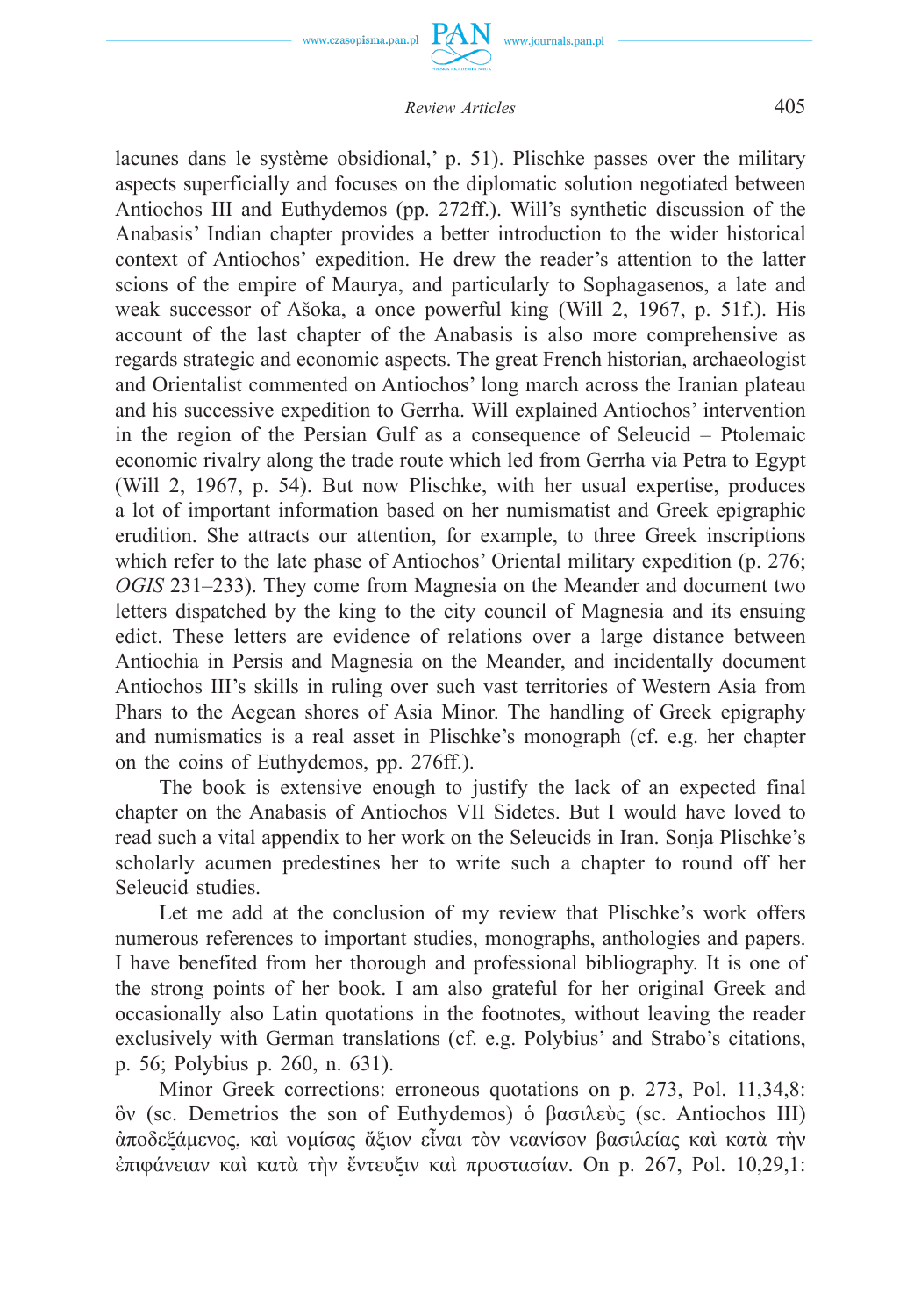lacunes dans le système obsidional,' p. 51). Plischke passes over the military aspects superficially and focuses on the diplomatic solution negotiated between Antiochos III and Euthydemos (pp. 272ff.). Will's synthetic discussion of the Anabasis' Indian chapter provides a better introduction to the wider historical context of Antiochos' expedition. He drew the reader's attention to the latter scions of the empire of Maurya, and particularly to Sophagasenos, a late and weak successor of Ašoka, a once powerful king (Will 2, 1967, p. 51f.). His account of the last chapter of the Anabasis is also more comprehensive as regards strategic and economic aspects. The great French historian, archaeologist and Orientalist commented on Antiochos' long march across the Iranian plateau and his successive expedition to Gerrha. Will explained Antiochos' intervention in the region of the Persian Gulf as a consequence of Seleucid – Ptolemaic economic rivalry along the trade route which led from Gerrha via Petra to Egypt (Will 2, 1967, p. 54). But now Plischke, with her usual expertise, produces a lot of important information based on her numismatist and Greek epigraphic erudition. She attracts our attention, for example, to three Greek inscriptions which refer to the late phase of Antiochos' Oriental military expedition (p. 276; *OGIS* 231–233). They come from Magnesia on the Meander and document two letters dispatched by the king to the city council of Magnesia and its ensuing edict. These letters are evidence of relations over a large distance between Antiochia in Persis and Magnesia on the Meander, and incidentally document Antiochos III's skills in ruling over such vast territories of Western Asia from Phars to the Aegean shores of Asia Minor. The handling of Greek epigraphy and numismatics is a real asset in Plischke's monograph (cf. e.g. her chapter on the coins of Euthydemos, pp. 276ff.).

The book is extensive enough to justify the lack of an expected final chapter on the Anabasis of Antiochos VII Sidetes. But I would have loved to read such a vital appendix to her work on the Seleucids in Iran. Sonja Plischke's scholarly acumen predestines her to write such a chapter to round off her Seleucid studies.

Let me add at the conclusion of my review that Plischke's work offers numerous references to important studies, monographs, anthologies and papers. I have benefited from her thorough and professional bibliography. It is one of the strong points of her book. I am also grateful for her original Greek and occasionally also Latin quotations in the footnotes, without leaving the reader exclusively with German translations (cf. e.g. Polybius' and Strabo's citations, p. 56; Polybius p. 260, n. 631).

Minor Greek corrections: erroneous quotations on p. 273, Pol. 11,34,8: ὃν (sc. Demetrios the son of Euthydemos) ὁ βασιλεὺς (sc. Antiochos III) ἀποδεξάμενος, καὶ νομίσας ἄξιον εἶναι τὸν νεανίσον βασιλείας καὶ κατὰ τὴν ἐπιφάνειαν καὶ κατὰ τὴν ἔντευξιν καὶ προστασίαν. On p. 267, Pol. 10,29,1: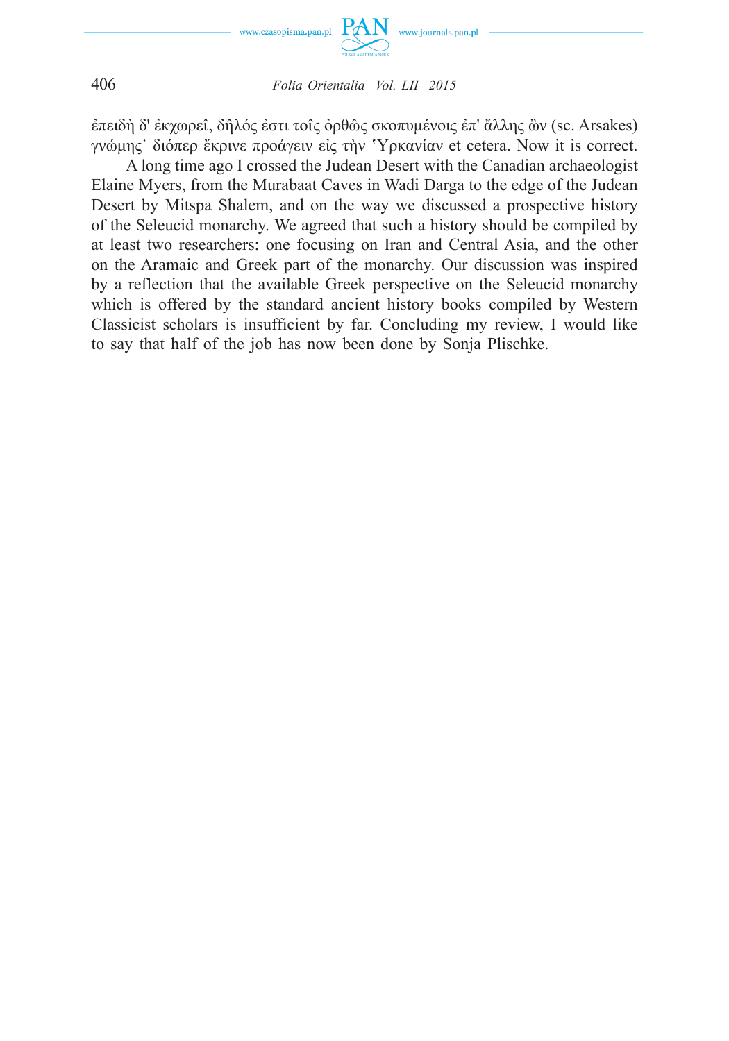ἐπειδὴ δ' ἐκχωρεῖ, δῆλός ἐστι τοῖς ὀρθῶς σκοπυμένοις ἐπ' ἄλλης ὢν (sc. Arsakes) γνώμης˙ διόπερ ἔκρινε προάγειν εἰς τὴν ῾Υρκανίαν et cetera. Now it is correct.

A long time ago I crossed the Judean Desert with the Canadian archaeologist Elaine Myers, from the Murabaat Caves in Wadi Darga to the edge of the Judean Desert by Mitspa Shalem, and on the way we discussed a prospective history of the Seleucid monarchy. We agreed that such a history should be compiled by at least two researchers: one focusing on Iran and Central Asia, and the other on the Aramaic and Greek part of the monarchy. Our discussion was inspired by a reflection that the available Greek perspective on the Seleucid monarchy which is offered by the standard ancient history books compiled by Western Classicist scholars is insufficient by far. Concluding my review, I would like to say that half of the job has now been done by Sonja Plischke.